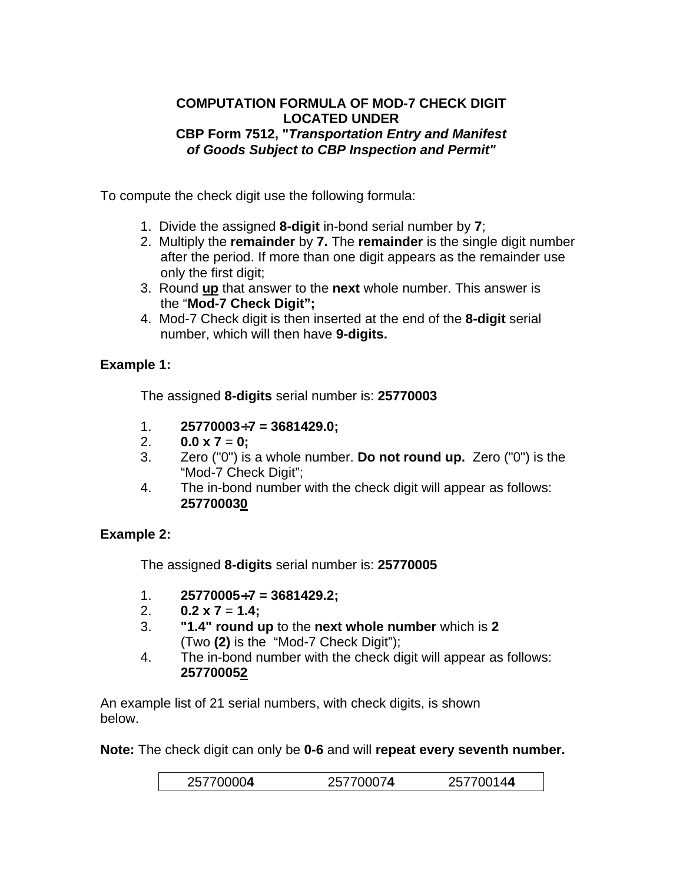**COMPUTATION FORMULA OF MOD-7 CHECK DIGIT LOCATED UNDER CBP Form 7512, "*Transportation Entry and Manifest of Goods Subject to CBP Inspection and Permit*"**

To compute the check digit use the following formula:

1. Divide the assigned **8-digit** in-bond serial number by **7**;
2. Multiply the **remainder** by **7.** The **remainder** is the single digit number after the period. If more than one digit appears as the remainder use only the first digit;
3. Round **<u>up</u>** that answer to the **next** whole number. This answer is the "**Mod-7 Check Digit";**
4. Mod-7 Check digit is then inserted at the end of the **8-digit** serial number, which will then have **9-digits.**

**Example 1:**

The assigned **8-digits** serial number is: **25770003**

1. **25770003÷7 = 3681429.0;**
2. **0.0 x 7** = **0;**
3. Zero ("0") is a whole number. **Do not round up.** Zero ("0") is the "Mod-7 Check Digit";
4. The in-bond number with the check digit will appear as follows: **25770003<u>0</u>**

**Example 2:**

The assigned **8-digits** serial number is: **25770005**

1. **25770005÷7 = 3681429.2;**
2. **0.2 x 7** = **1.4;**
3. **"1.4" round up** to the **next whole number** which is **2** (Two **(2)** is the "Mod-7 Check Digit");
4. The in-bond number with the check digit will appear as follows: **25770005<u>2</u>**

An example list of 21 serial numbers, with check digits, is shown below.

**Note:** The check digit can only be **0-6** and will **repeat every seventh number.**

| 25770000**4** | 25770007**4** | 25770014**4** |
|---|---|---|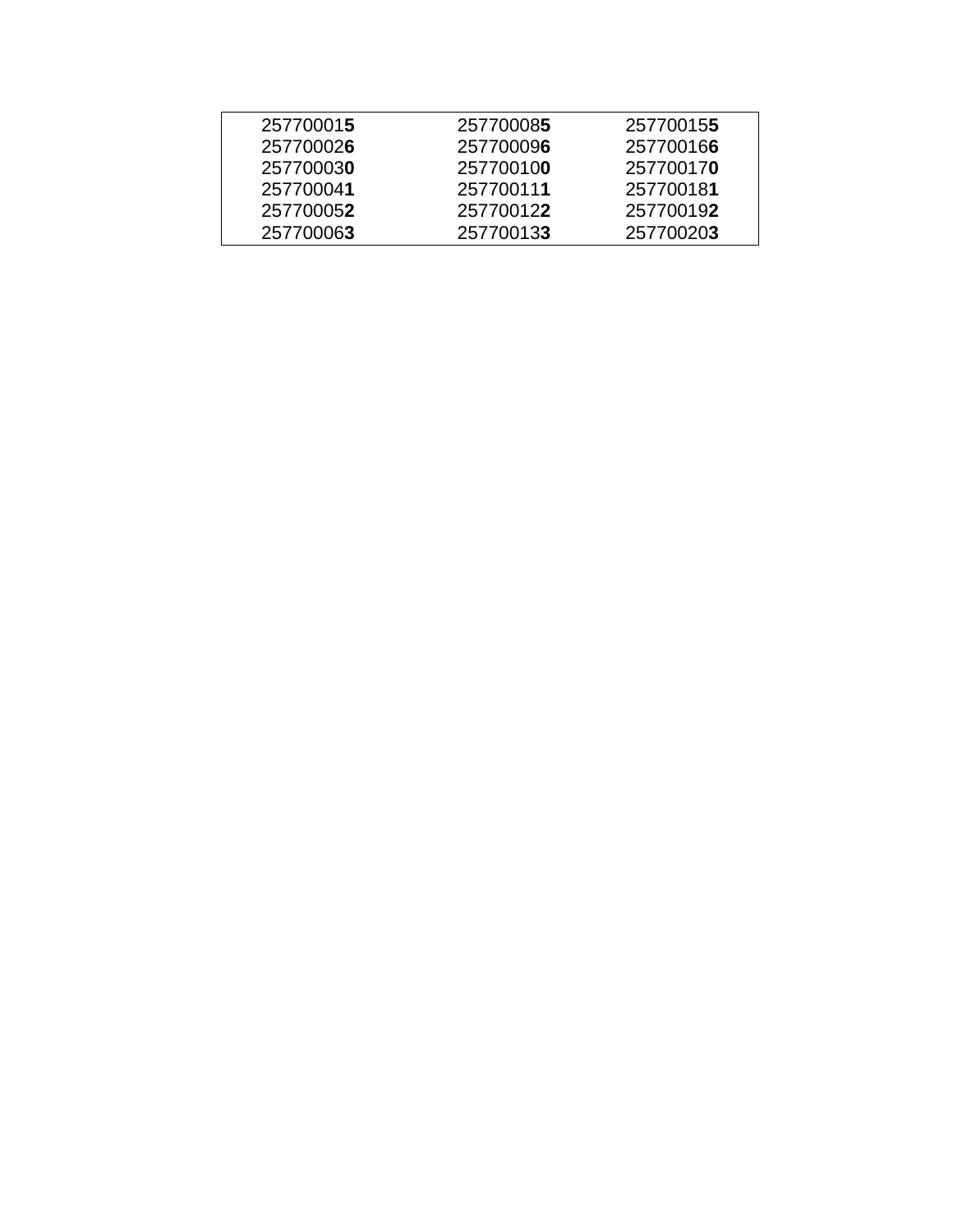| | | |
|---|---|---|
| 25770001**5** | 25770008**5** | 25770015**5** |
| 25770002**6** | 25770009**6** | 25770016**6** |
| 25770003**0** | 25770010**0** | 25770017**0** |
| 25770004**1** | 25770011**1** | 25770018**1** |
| 25770005**2** | 25770012**2** | 25770019**2** |
| 25770006**3** | 25770013**3** | 25770020**3** |